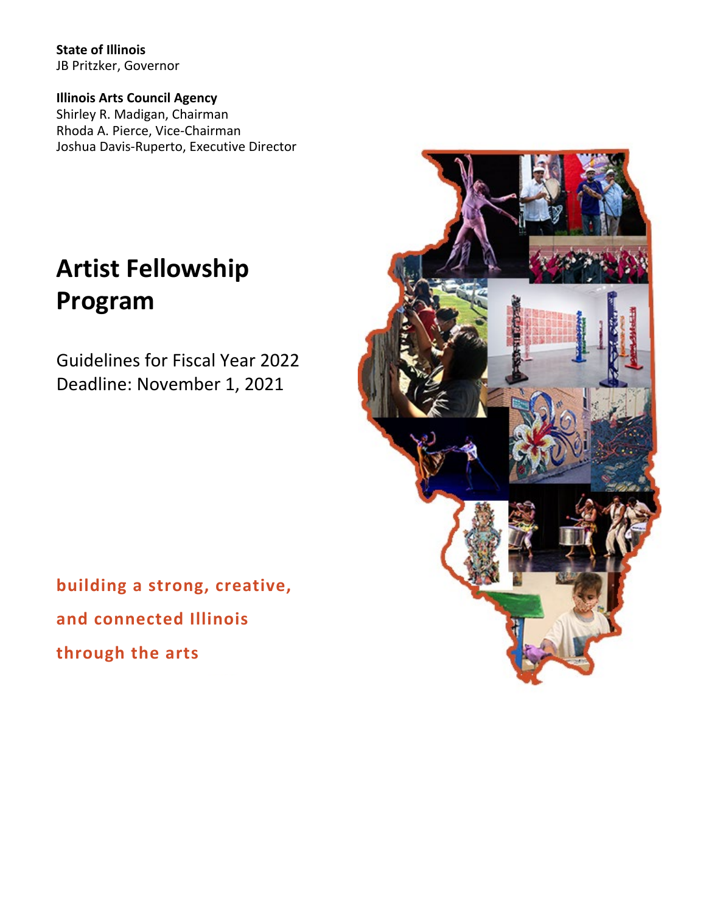**State of Illinois**
JB Pritzker, Governor

**Illinois Arts Council Agency**
Shirley R. Madigan, Chairman
Rhoda A. Pierce, Vice-Chairman
Joshua Davis-Ruperto, Executive Director

# Artist Fellowship Program

Guidelines for Fiscal Year 2022
Deadline: November 1, 2021

**building a strong, creative, and connected Illinois through the arts**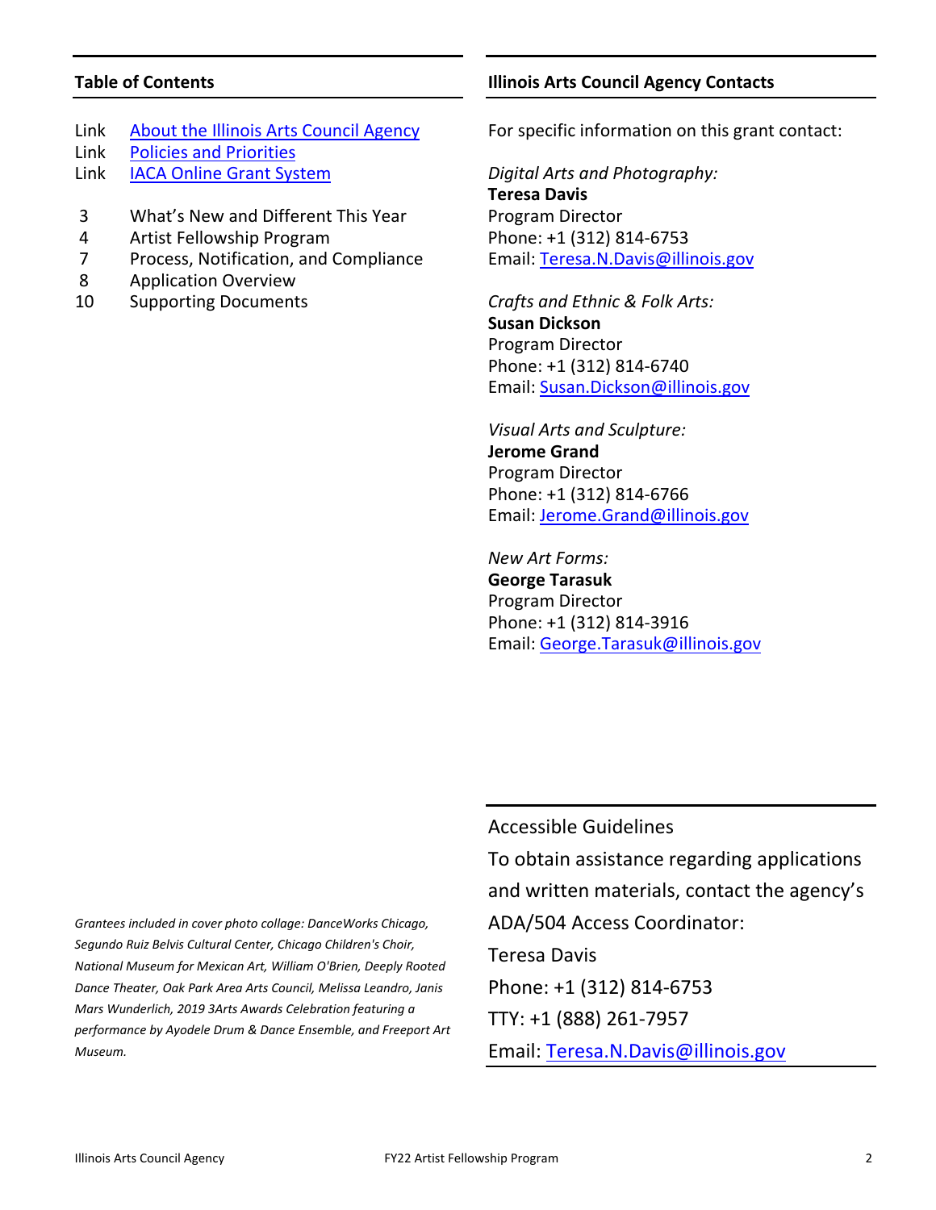## Table of Contents

| | |
|---|---|
| Link | About the Illinois Arts Council Agency |
| Link | Policies and Priorities |
| Link | IACA Online Grant System |
| 3 | What's New and Different This Year |
| 4 | Artist Fellowship Program |
| 7 | Process, Notification, and Compliance |
| 8 | Application Overview |
| 10 | Supporting Documents |

*Grantees included in cover photo collage: DanceWorks Chicago, Segundo Ruiz Belvis Cultural Center, Chicago Children's Choir, National Museum for Mexican Art, William O'Brien, Deeply Rooted Dance Theater, Oak Park Area Arts Council, Melissa Leandro, Janis Mars Wunderlich, 2019 3Arts Awards Celebration featuring a performance by Ayodele Drum & Dance Ensemble, and Freeport Art Museum.*

## Illinois Arts Council Agency Contacts

For specific information on this grant contact:

*Digital Arts and Photography:*
**Teresa Davis**
Program Director
Phone: +1 (312) 814-6753
Email: Teresa.N.Davis@illinois.gov

*Crafts and Ethnic & Folk Arts:*
**Susan Dickson**
Program Director
Phone: +1 (312) 814-6740
Email: Susan.Dickson@illinois.gov

*Visual Arts and Sculpture:*
**Jerome Grand**
Program Director
Phone: +1 (312) 814-6766
Email: Jerome.Grand@illinois.gov

*New Art Forms:*
**George Tarasuk**
Program Director
Phone: +1 (312) 814-3916
Email: George.Tarasuk@illinois.gov

Accessible Guidelines

To obtain assistance regarding applications and written materials, contact the agency's ADA/504 Access Coordinator:

Teresa Davis
Phone: +1 (312) 814-6753
TTY: +1 (888) 261-7957
Email: Teresa.N.Davis@illinois.gov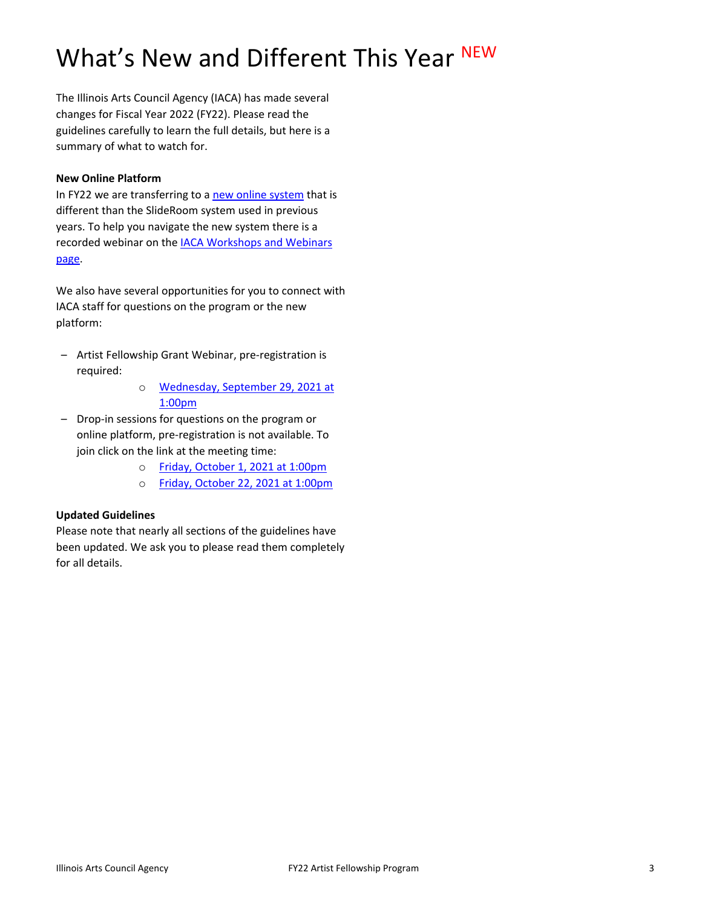# What's New and Different This Year NEW

The Illinois Arts Council Agency (IACA) has made several changes for Fiscal Year 2022 (FY22). Please read the guidelines carefully to learn the full details, but here is a summary of what to watch for.

**New Online Platform**

In FY22 we are transferring to a new online system that is different than the SlideRoom system used in previous years. To help you navigate the new system there is a recorded webinar on the IACA Workshops and Webinars page.

We also have several opportunities for you to connect with IACA staff for questions on the program or the new platform:

- Artist Fellowship Grant Webinar, pre-registration is required:
    - Wednesday, September 29, 2021 at 1:00pm
- Drop-in sessions for questions on the program or online platform, pre-registration is not available. To join click on the link at the meeting time:
    - Friday, October 1, 2021 at 1:00pm
    - Friday, October 22, 2021 at 1:00pm

**Updated Guidelines**

Please note that nearly all sections of the guidelines have been updated. We ask you to please read them completely for all details.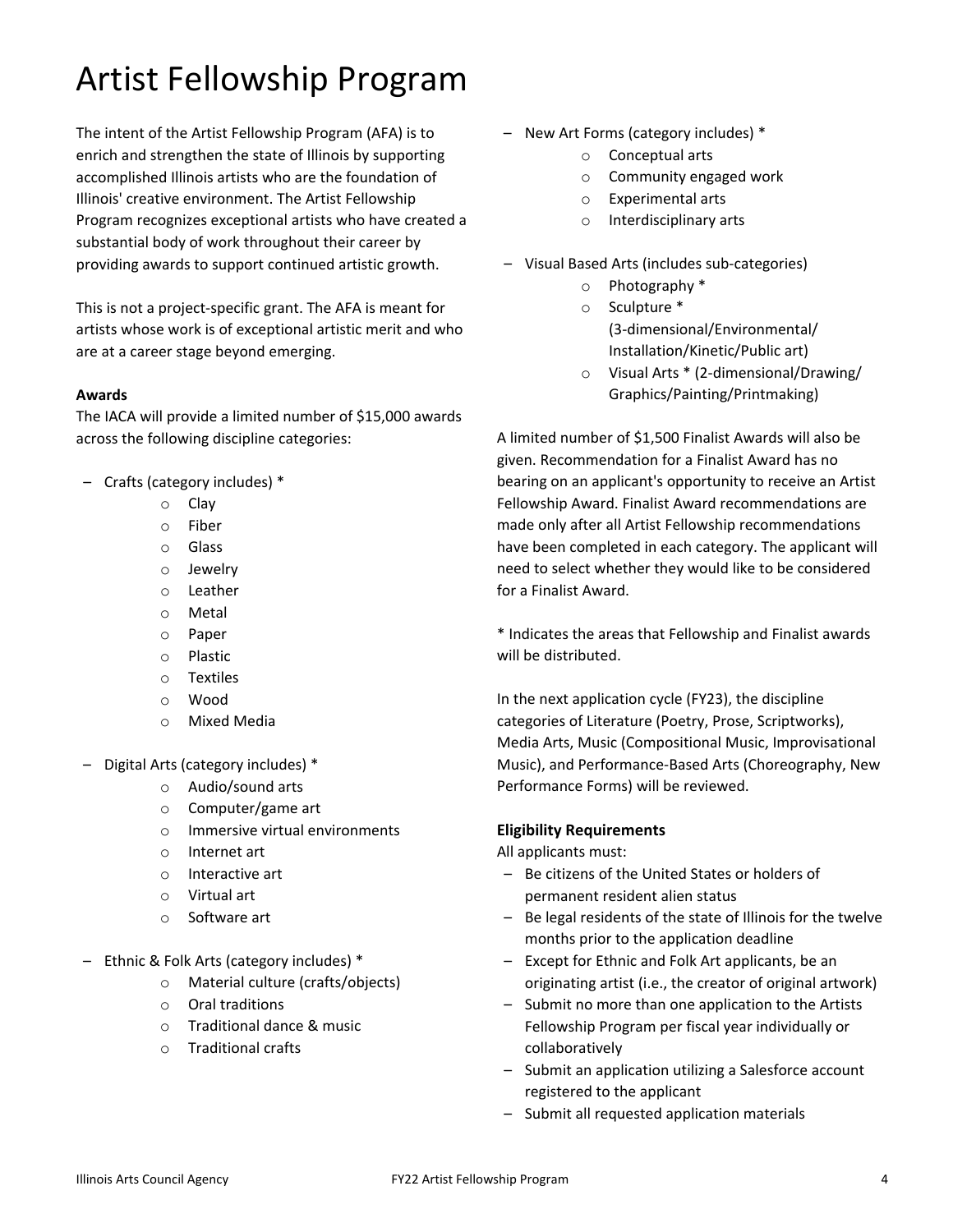# Artist Fellowship Program

The intent of the Artist Fellowship Program (AFA) is to enrich and strengthen the state of Illinois by supporting accomplished Illinois artists who are the foundation of Illinois' creative environment. The Artist Fellowship Program recognizes exceptional artists who have created a substantial body of work throughout their career by providing awards to support continued artistic growth.

This is not a project-specific grant. The AFA is meant for artists whose work is of exceptional artistic merit and who are at a career stage beyond emerging.

**Awards**

The IACA will provide a limited number of $15,000 awards across the following discipline categories:

- Crafts (category includes) *
  - Clay
  - Fiber
  - Glass
  - Jewelry
  - Leather
  - Metal
  - Paper
  - Plastic
  - Textiles
  - Wood
  - Mixed Media
- Digital Arts (category includes) *
  - Audio/sound arts
  - Computer/game art
  - Immersive virtual environments
  - Internet art
  - Interactive art
  - Virtual art
  - Software art
- Ethnic & Folk Arts (category includes) *
  - Material culture (crafts/objects)
  - Oral traditions
  - Traditional dance & music
  - Traditional crafts
- New Art Forms (category includes) *
  - Conceptual arts
  - Community engaged work
  - Experimental arts
  - Interdisciplinary arts
- Visual Based Arts (includes sub-categories)
  - Photography *
  - Sculpture * (3-dimensional/Environmental/Installation/Kinetic/Public art)
  - Visual Arts * (2-dimensional/Drawing/Graphics/Painting/Printmaking)

A limited number of $1,500 Finalist Awards will also be given. Recommendation for a Finalist Award has no bearing on an applicant's opportunity to receive an Artist Fellowship Award. Finalist Award recommendations are made only after all Artist Fellowship recommendations have been completed in each category. The applicant will need to select whether they would like to be considered for a Finalist Award.

* Indicates the areas that Fellowship and Finalist awards will be distributed.

In the next application cycle (FY23), the discipline categories of Literature (Poetry, Prose, Scriptworks), Media Arts, Music (Compositional Music, Improvisational Music), and Performance-Based Arts (Choreography, New Performance Forms) will be reviewed.

**Eligibility Requirements**

All applicants must:

- Be citizens of the United States or holders of permanent resident alien status
- Be legal residents of the state of Illinois for the twelve months prior to the application deadline
- Except for Ethnic and Folk Art applicants, be an originating artist (i.e., the creator of original artwork)
- Submit no more than one application to the Artists Fellowship Program per fiscal year individually or collaboratively
- Submit an application utilizing a Salesforce account registered to the applicant
- Submit all requested application materials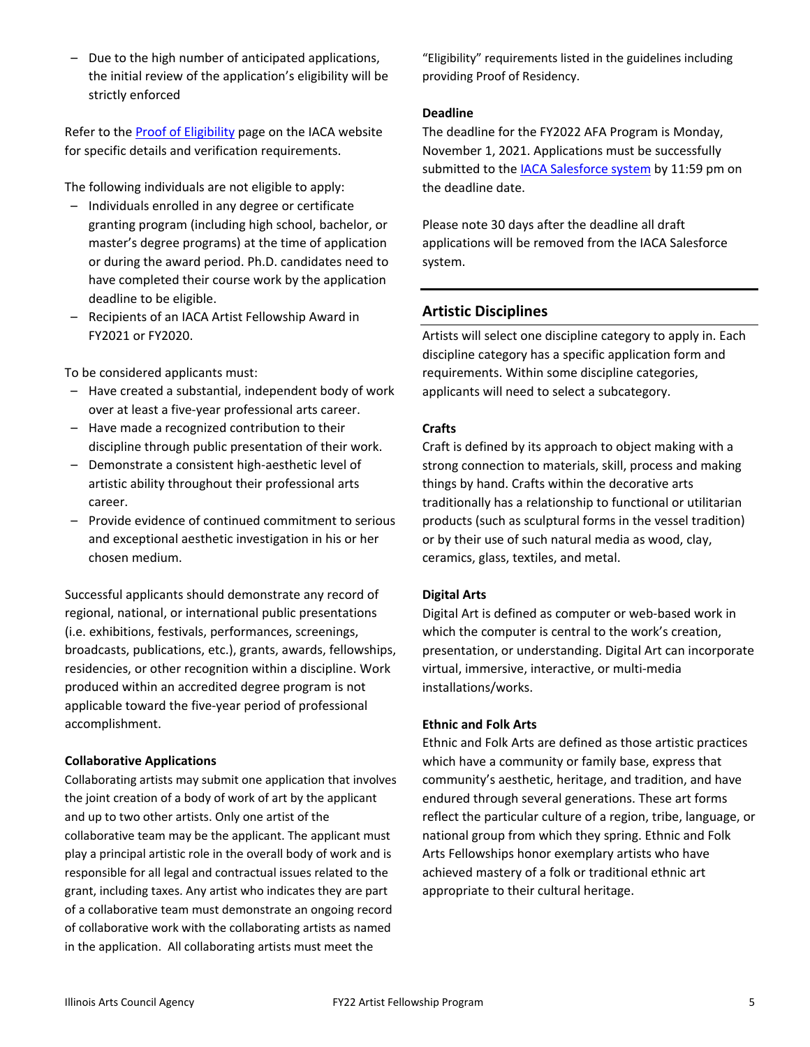- Due to the high number of anticipated applications, the initial review of the application's eligibility will be strictly enforced

Refer to the Proof of Eligibility page on the IACA website for specific details and verification requirements.

The following individuals are not eligible to apply:

- Individuals enrolled in any degree or certificate granting program (including high school, bachelor, or master's degree programs) at the time of application or during the award period. Ph.D. candidates need to have completed their course work by the application deadline to be eligible.
- Recipients of an IACA Artist Fellowship Award in FY2021 or FY2020.

To be considered applicants must:

- Have created a substantial, independent body of work over at least a five-year professional arts career.
- Have made a recognized contribution to their discipline through public presentation of their work.
- Demonstrate a consistent high-aesthetic level of artistic ability throughout their professional arts career.
- Provide evidence of continued commitment to serious and exceptional aesthetic investigation in his or her chosen medium.

Successful applicants should demonstrate any record of regional, national, or international public presentations (i.e. exhibitions, festivals, performances, screenings, broadcasts, publications, etc.), grants, awards, fellowships, residencies, or other recognition within a discipline. Work produced within an accredited degree program is not applicable toward the five-year period of professional accomplishment.

**Collaborative Applications**

Collaborating artists may submit one application that involves the joint creation of a body of work of art by the applicant and up to two other artists. Only one artist of the collaborative team may be the applicant. The applicant must play a principal artistic role in the overall body of work and is responsible for all legal and contractual issues related to the grant, including taxes. Any artist who indicates they are part of a collaborative team must demonstrate an ongoing record of collaborative work with the collaborating artists as named in the application. All collaborating artists must meet the "Eligibility" requirements listed in the guidelines including providing Proof of Residency.

**Deadline**

The deadline for the FY2022 AFA Program is Monday, November 1, 2021. Applications must be successfully submitted to the IACA Salesforce system by 11:59 pm on the deadline date.

Please note 30 days after the deadline all draft applications will be removed from the IACA Salesforce system.

## Artistic Disciplines

Artists will select one discipline category to apply in. Each discipline category has a specific application form and requirements. Within some discipline categories, applicants will need to select a subcategory.

**Crafts**

Craft is defined by its approach to object making with a strong connection to materials, skill, process and making things by hand. Crafts within the decorative arts traditionally has a relationship to functional or utilitarian products (such as sculptural forms in the vessel tradition) or by their use of such natural media as wood, clay, ceramics, glass, textiles, and metal.

**Digital Arts**

Digital Art is defined as computer or web-based work in which the computer is central to the work's creation, presentation, or understanding. Digital Art can incorporate virtual, immersive, interactive, or multi-media installations/works.

**Ethnic and Folk Arts**

Ethnic and Folk Arts are defined as those artistic practices which have a community or family base, express that community's aesthetic, heritage, and tradition, and have endured through several generations. These art forms reflect the particular culture of a region, tribe, language, or national group from which they spring. Ethnic and Folk Arts Fellowships honor exemplary artists who have achieved mastery of a folk or traditional ethnic art appropriate to their cultural heritage.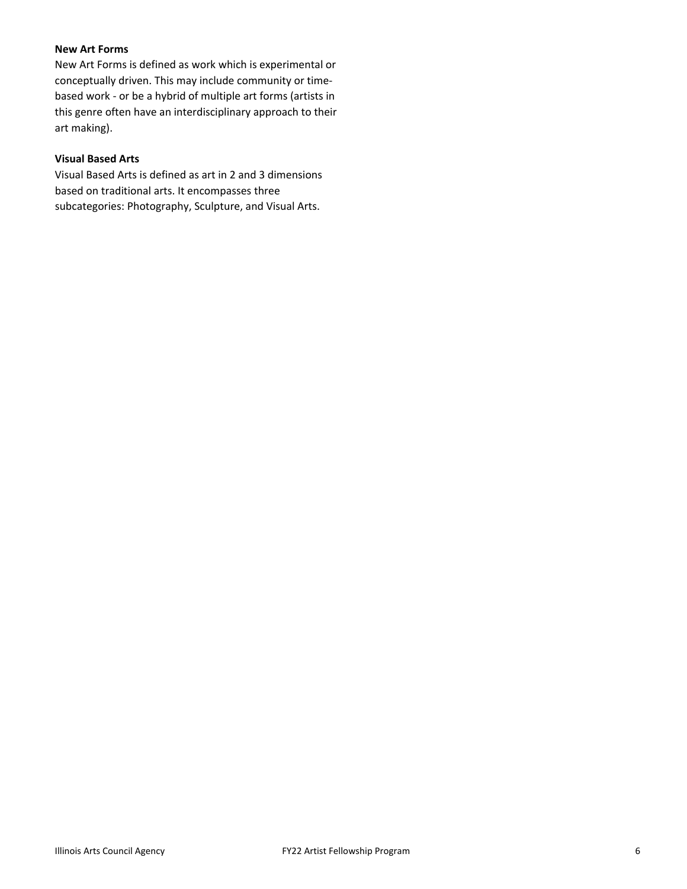**New Art Forms**

New Art Forms is defined as work which is experimental or conceptually driven. This may include community or time-based work - or be a hybrid of multiple art forms (artists in this genre often have an interdisciplinary approach to their art making).

**Visual Based Arts**

Visual Based Arts is defined as art in 2 and 3 dimensions based on traditional arts. It encompasses three subcategories: Photography, Sculpture, and Visual Arts.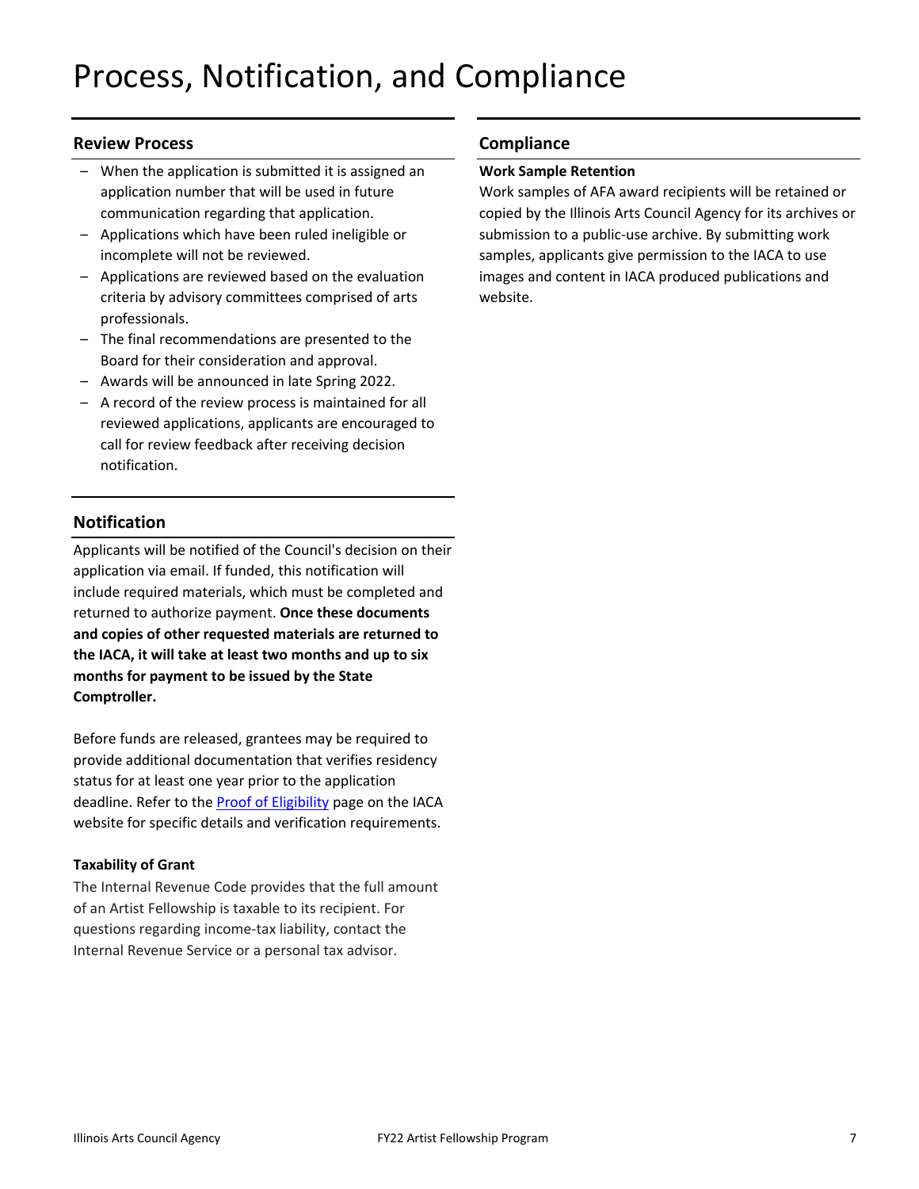# Process, Notification, and Compliance

## Review Process

- When the application is submitted it is assigned an application number that will be used in future communication regarding that application.
- Applications which have been ruled ineligible or incomplete will not be reviewed.
- Applications are reviewed based on the evaluation criteria by advisory committees comprised of arts professionals.
- The final recommendations are presented to the Board for their consideration and approval.
- Awards will be announced in late Spring 2022.
- A record of the review process is maintained for all reviewed applications, applicants are encouraged to call for review feedback after receiving decision notification.

## Notification

Applicants will be notified of the Council's decision on their application via email. If funded, this notification will include required materials, which must be completed and returned to authorize payment. **Once these documents and copies of other requested materials are returned to the IACA, it will take at least two months and up to six months for payment to be issued by the State Comptroller.**

Before funds are released, grantees may be required to provide additional documentation that verifies residency status for at least one year prior to the application deadline. Refer to the Proof of Eligibility page on the IACA website for specific details and verification requirements.

**Taxability of Grant**

The Internal Revenue Code provides that the full amount of an Artist Fellowship is taxable to its recipient. For questions regarding income-tax liability, contact the Internal Revenue Service or a personal tax advisor.

## Compliance

**Work Sample Retention**

Work samples of AFA award recipients will be retained or copied by the Illinois Arts Council Agency for its archives or submission to a public-use archive. By submitting work samples, applicants give permission to the IACA to use images and content in IACA produced publications and website.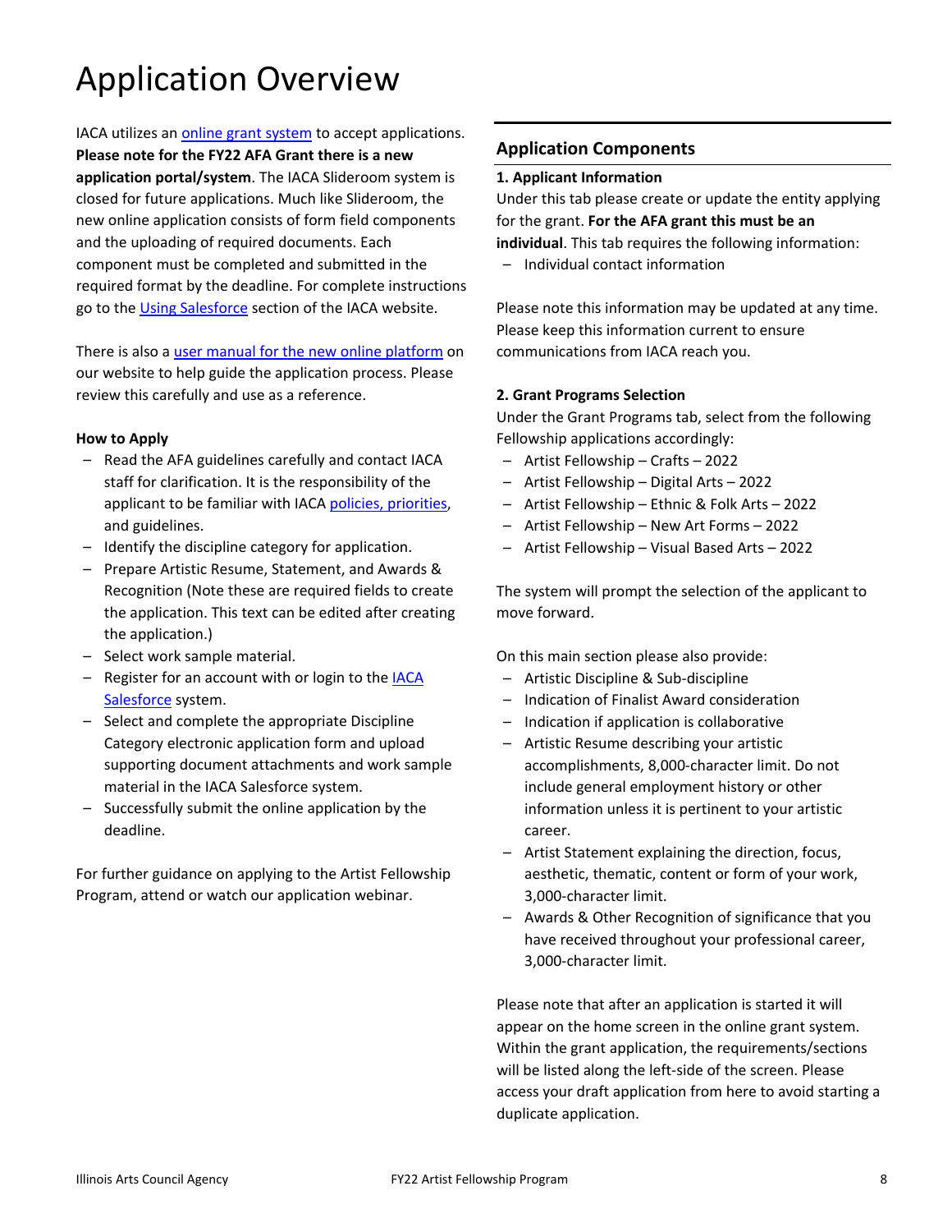# Application Overview

IACA utilizes an [online grant system](#) to accept applications. **Please note for the FY22 AFA Grant there is a new application portal/system**. The IACA Slideroom system is closed for future applications. Much like Slideroom, the new online application consists of form field components and the uploading of required documents. Each component must be completed and submitted in the required format by the deadline. For complete instructions go to the [Using Salesforce](#) section of the IACA website.

There is also a [user manual for the new online platform](#) on our website to help guide the application process. Please review this carefully and use as a reference.

**How to Apply**

- Read the AFA guidelines carefully and contact IACA staff for clarification. It is the responsibility of the applicant to be familiar with IACA [policies, priorities](#), and guidelines.
- Identify the discipline category for application.
- Prepare Artistic Resume, Statement, and Awards & Recognition (Note these are required fields to create the application. This text can be edited after creating the application.)
- Select work sample material.
- Register for an account with or login to the [IACA Salesforce](#) system.
- Select and complete the appropriate Discipline Category electronic application form and upload supporting document attachments and work sample material in the IACA Salesforce system.
- Successfully submit the online application by the deadline.

For further guidance on applying to the Artist Fellowship Program, attend or watch our application webinar.

## Application Components

**1. Applicant Information**

Under this tab please create or update the entity applying for the grant. **For the AFA grant this must be an individual**. This tab requires the following information:

- Individual contact information

Please note this information may be updated at any time. Please keep this information current to ensure communications from IACA reach you.

**2. Grant Programs Selection**

Under the Grant Programs tab, select from the following Fellowship applications accordingly:

- Artist Fellowship – Crafts – 2022
- Artist Fellowship – Digital Arts – 2022
- Artist Fellowship – Ethnic & Folk Arts – 2022
- Artist Fellowship – New Art Forms – 2022
- Artist Fellowship – Visual Based Arts – 2022

The system will prompt the selection of the applicant to move forward.

On this main section please also provide:

- Artistic Discipline & Sub-discipline
- Indication of Finalist Award consideration
- Indication if application is collaborative
- Artistic Resume describing your artistic accomplishments, 8,000-character limit. Do not include general employment history or other information unless it is pertinent to your artistic career.
- Artist Statement explaining the direction, focus, aesthetic, thematic, content or form of your work, 3,000-character limit.
- Awards & Other Recognition of significance that you have received throughout your professional career, 3,000-character limit.

Please note that after an application is started it will appear on the home screen in the online grant system. Within the grant application, the requirements/sections will be listed along the left-side of the screen. Please access your draft application from here to avoid starting a duplicate application.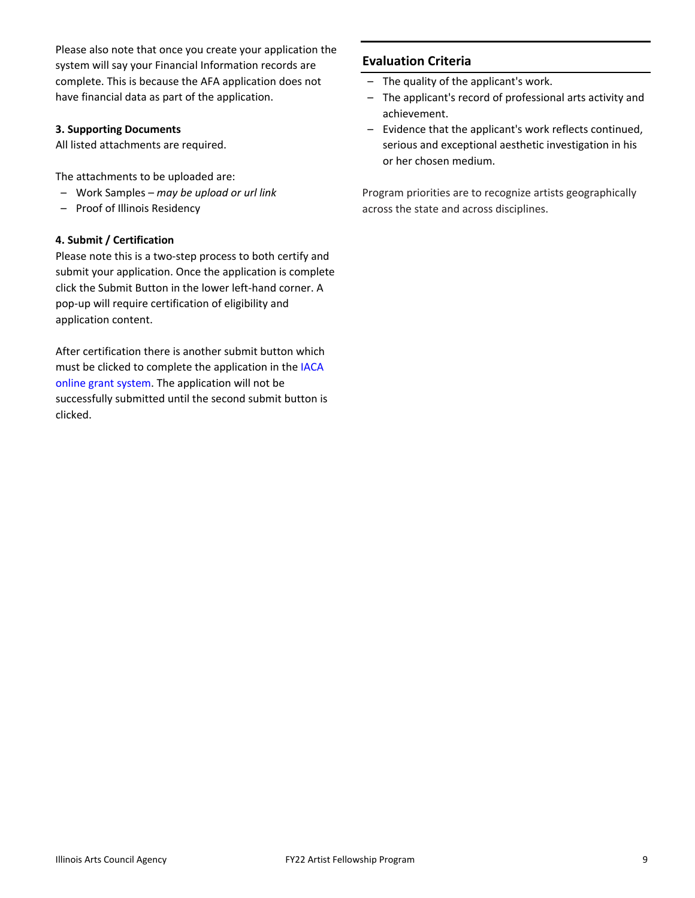Please also note that once you create your application the system will say your Financial Information records are complete. This is because the AFA application does not have financial data as part of the application.

**3. Supporting Documents**

All listed attachments are required.

The attachments to be uploaded are:

- Work Samples – *may be upload or url link*
- Proof of Illinois Residency

**4. Submit / Certification**

Please note this is a two-step process to both certify and submit your application. Once the application is complete click the Submit Button in the lower left-hand corner. A pop-up will require certification of eligibility and application content.

After certification there is another submit button which must be clicked to complete the application in the IACA online grant system. The application will not be successfully submitted until the second submit button is clicked.

## Evaluation Criteria

- The quality of the applicant's work.
- The applicant's record of professional arts activity and achievement.
- Evidence that the applicant's work reflects continued, serious and exceptional aesthetic investigation in his or her chosen medium.

Program priorities are to recognize artists geographically across the state and across disciplines.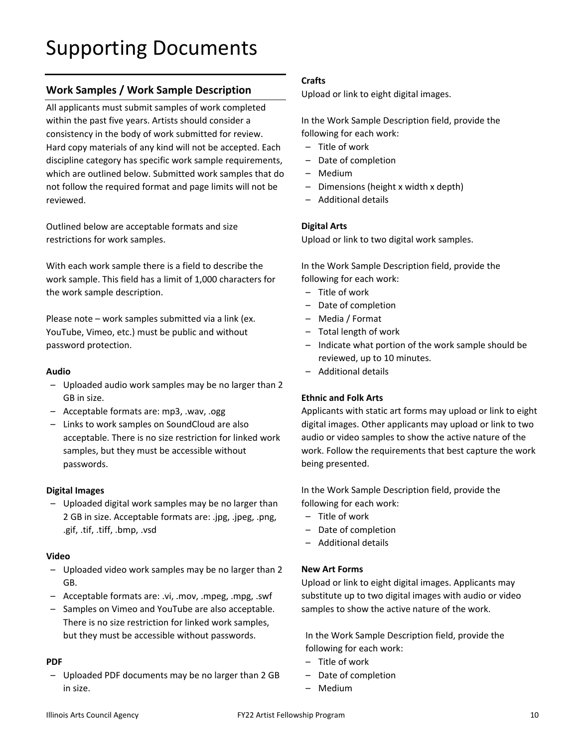# Supporting Documents

## Work Samples / Work Sample Description

All applicants must submit samples of work completed within the past five years. Artists should consider a consistency in the body of work submitted for review. Hard copy materials of any kind will not be accepted. Each discipline category has specific work sample requirements, which are outlined below. Submitted work samples that do not follow the required format and page limits will not be reviewed.

Outlined below are acceptable formats and size restrictions for work samples.

With each work sample there is a field to describe the work sample. This field has a limit of 1,000 characters for the work sample description.

Please note – work samples submitted via a link (ex. YouTube, Vimeo, etc.) must be public and without password protection.

**Audio**

- Uploaded audio work samples may be no larger than 2 GB in size.
- Acceptable formats are: mp3, .wav, .ogg
- Links to work samples on SoundCloud are also acceptable. There is no size restriction for linked work samples, but they must be accessible without passwords.

**Digital Images**

- Uploaded digital work samples may be no larger than 2 GB in size. Acceptable formats are: .jpg, .jpeg, .png, .gif, .tif, .tiff, .bmp, .vsd

**Video**

- Uploaded video work samples may be no larger than 2 GB.
- Acceptable formats are: .vi, .mov, .mpeg, .mpg, .swf
- Samples on Vimeo and YouTube are also acceptable. There is no size restriction for linked work samples, but they must be accessible without passwords.

**PDF**

- Uploaded PDF documents may be no larger than 2 GB in size.

**Crafts**

Upload or link to eight digital images.

In the Work Sample Description field, provide the following for each work:

- Title of work
- Date of completion
- Medium
- Dimensions (height x width x depth)
- Additional details

**Digital Arts**

Upload or link to two digital work samples.

In the Work Sample Description field, provide the following for each work:

- Title of work
- Date of completion
- Media / Format
- Total length of work
- Indicate what portion of the work sample should be reviewed, up to 10 minutes.
- Additional details

**Ethnic and Folk Arts**

Applicants with static art forms may upload or link to eight digital images. Other applicants may upload or link to two audio or video samples to show the active nature of the work. Follow the requirements that best capture the work being presented.

In the Work Sample Description field, provide the following for each work:

- Title of work
- Date of completion
- Additional details

**New Art Forms**

Upload or link to eight digital images. Applicants may substitute up to two digital images with audio or video samples to show the active nature of the work.

In the Work Sample Description field, provide the following for each work:

- Title of work
- Date of completion
- Medium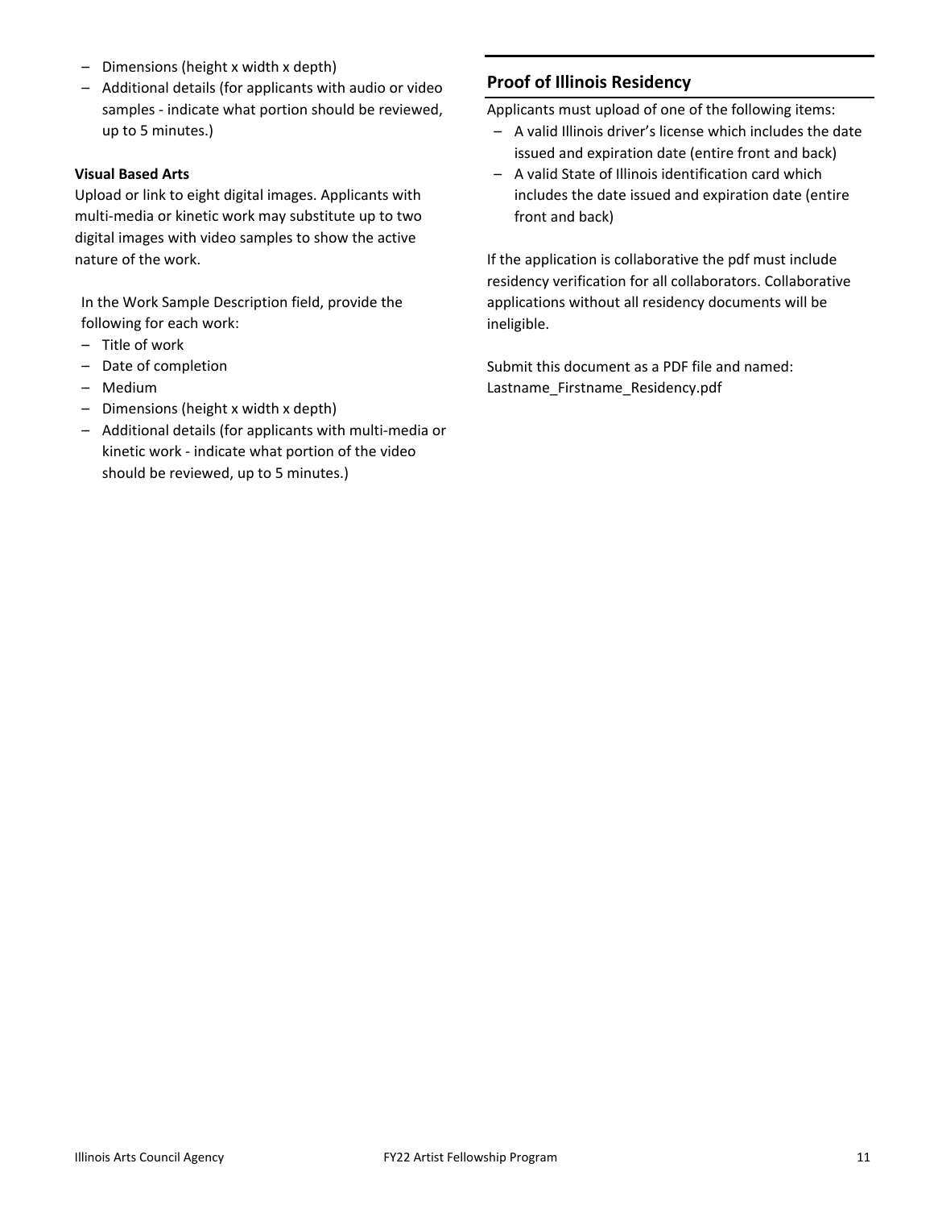- Dimensions (height x width x depth)
- Additional details (for applicants with audio or video samples - indicate what portion should be reviewed, up to 5 minutes.)

**Visual Based Arts**

Upload or link to eight digital images. Applicants with multi-media or kinetic work may substitute up to two digital images with video samples to show the active nature of the work.

In the Work Sample Description field, provide the following for each work:

- Title of work
- Date of completion
- Medium
- Dimensions (height x width x depth)
- Additional details (for applicants with multi-media or kinetic work - indicate what portion of the video should be reviewed, up to 5 minutes.)

## Proof of Illinois Residency

Applicants must upload of one of the following items:

- A valid Illinois driver's license which includes the date issued and expiration date (entire front and back)
- A valid State of Illinois identification card which includes the date issued and expiration date (entire front and back)

If the application is collaborative the pdf must include residency verification for all collaborators. Collaborative applications without all residency documents will be ineligible.

Submit this document as a PDF file and named: Lastname_Firstname_Residency.pdf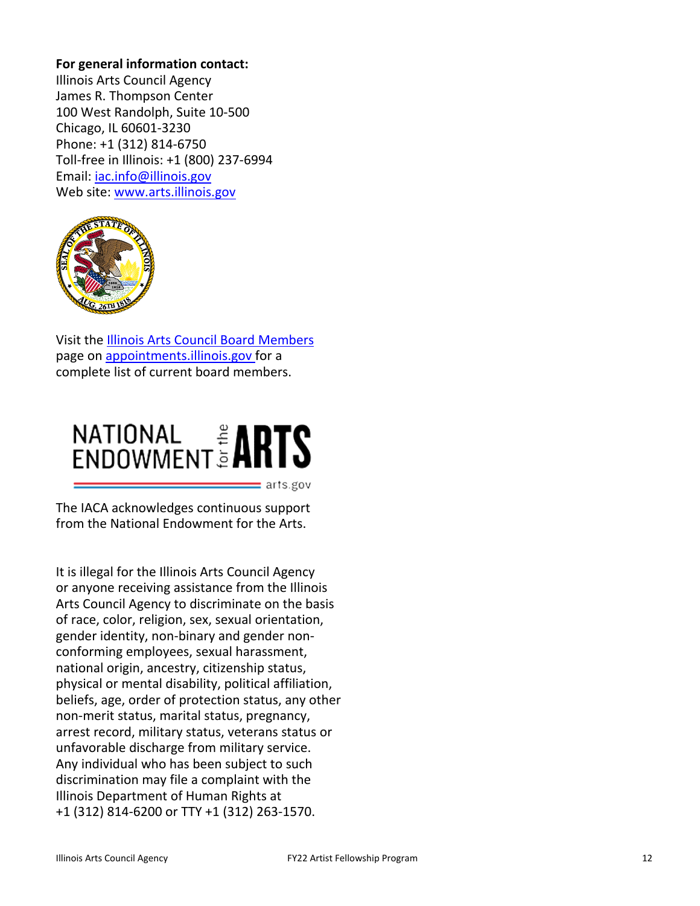**For general information contact:**
Illinois Arts Council Agency
James R. Thompson Center
100 West Randolph, Suite 10-500
Chicago, IL 60601-3230
Phone: +1 (312) 814-6750
Toll-free in Illinois: +1 (800) 237-6994
Email: [iac.info@illinois.gov](mailto:iac.info@illinois.gov)
Web site: [www.arts.illinois.gov](http://www.arts.illinois.gov)

Visit the [Illinois Arts Council Board Members](https://appointments.illinois.gov) page on [appointments.illinois.gov](https://appointments.illinois.gov) for a complete list of current board members.

The IACA acknowledges continuous support from the National Endowment for the Arts.

It is illegal for the Illinois Arts Council Agency or anyone receiving assistance from the Illinois Arts Council Agency to discriminate on the basis of race, color, religion, sex, sexual orientation, gender identity, non-binary and gender non-conforming employees, sexual harassment, national origin, ancestry, citizenship status, physical or mental disability, political affiliation, beliefs, age, order of protection status, any other non-merit status, marital status, pregnancy, arrest record, military status, veterans status or unfavorable discharge from military service. Any individual who has been subject to such discrimination may file a complaint with the Illinois Department of Human Rights at +1 (312) 814-6200 or TTY +1 (312) 263-1570.